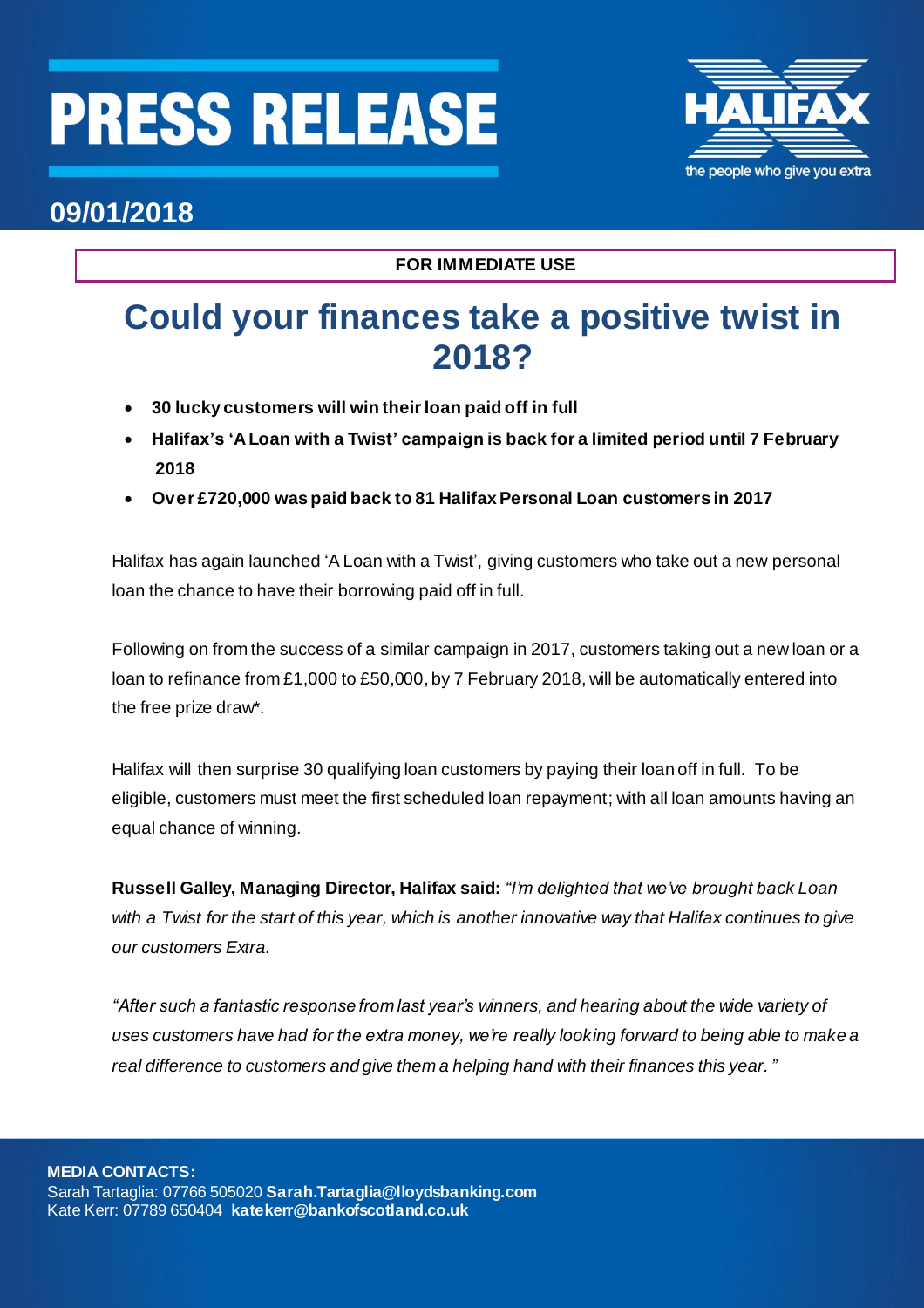# PRESS RELEASE

**09/01/2018**

**FOR IMMEDIATE USE**

## Could your finances take a positive twist in 2018?

- **30 lucky customers will win their loan paid off in full**
- **Halifax's 'A Loan with a Twist' campaign is back for a limited period until 7 February 2018**
- **Over £720,000 was paid back to 81 Halifax Personal Loan customers in 2017**

Halifax has again launched 'A Loan with a Twist', giving customers who take out a new personal loan the chance to have their borrowing paid off in full.

Following on from the success of a similar campaign in 2017, customers taking out a new loan or a loan to refinance from £1,000 to £50,000, by 7 February 2018, will be automatically entered into the free prize draw*.

Halifax will then surprise 30 qualifying loan customers by paying their loan off in full. To be eligible, customers must meet the first scheduled loan repayment; with all loan amounts having an equal chance of winning.

**Russell Galley, Managing Director, Halifax said:** *"I'm delighted that we've brought back Loan with a Twist for the start of this year, which is another innovative way that Halifax continues to give our customers Extra.*

*"After such a fantastic response from last year's winners, and hearing about the wide variety of uses customers have had for the extra money, we're really looking forward to being able to make a real difference to customers and give them a helping hand with their finances this year."*

**MEDIA CONTACTS:**
Sarah Tartaglia: 07766 505020 **Sarah.Tartaglia@lloydsbanking.com**
Kate Kerr: 07789 650404 **katekerr@bankofscotland.co.uk**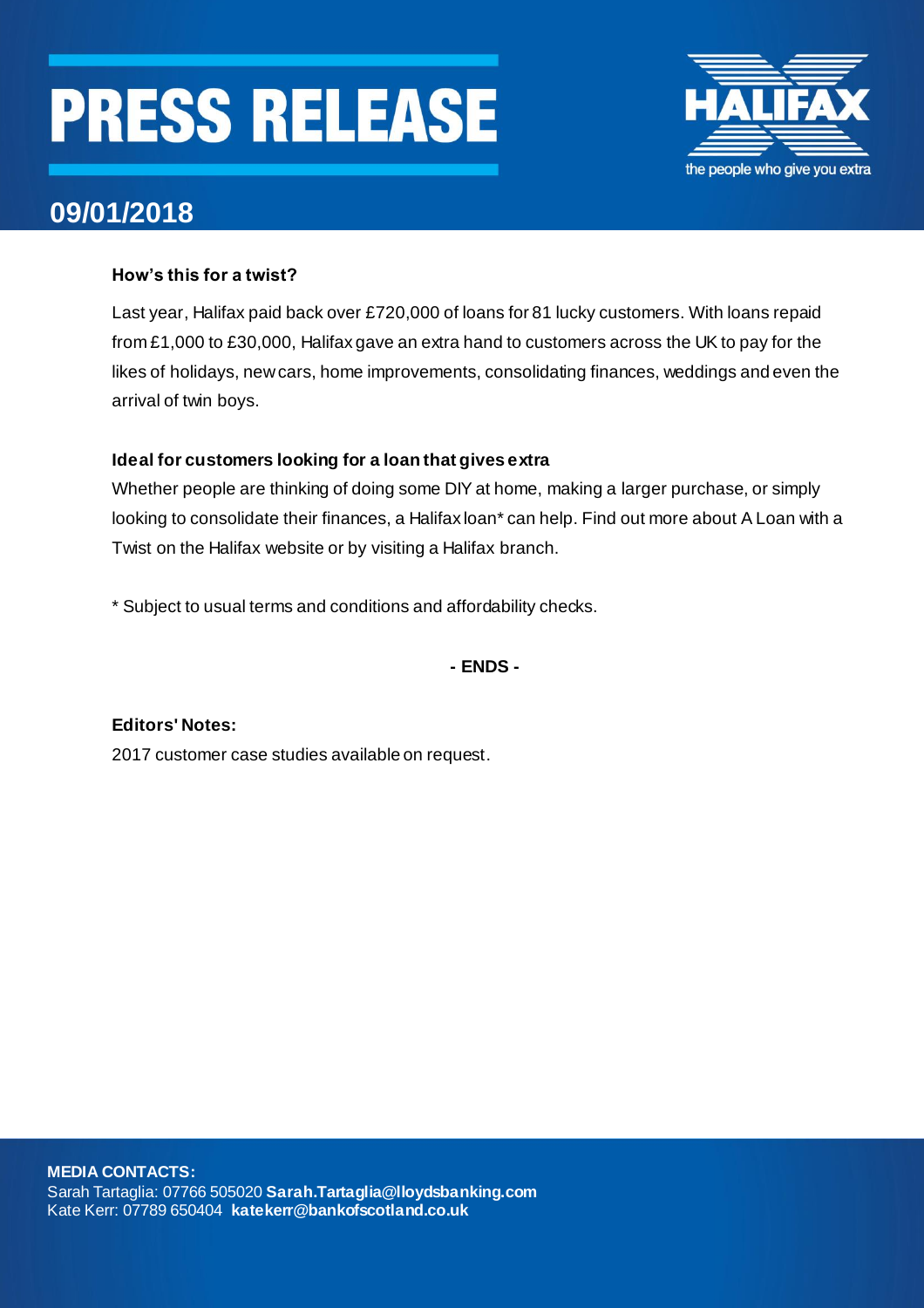# PRESS RELEASE

## 09/01/2018

**How's this for a twist?**

Last year, Halifax paid back over £720,000 of loans for 81 lucky customers. With loans repaid from £1,000 to £30,000, Halifax gave an extra hand to customers across the UK to pay for the likes of holidays, new cars, home improvements, consolidating finances, weddings and even the arrival of twin boys.

**Ideal for customers looking for a loan that gives extra**

Whether people are thinking of doing some DIY at home, making a larger purchase, or simply looking to consolidate their finances, a Halifax loan* can help. Find out more about A Loan with a Twist on the Halifax website or by visiting a Halifax branch.

* Subject to usual terms and conditions and affordability checks.

**- ENDS -**

**Editors' Notes:**

2017 customer case studies available on request.

**MEDIA CONTACTS:**

Sarah Tartaglia: 07766 505020 **Sarah.Tartaglia@lloydsbanking.com**

Kate Kerr: 07789 650404 **katekerr@bankofscotland.co.uk**